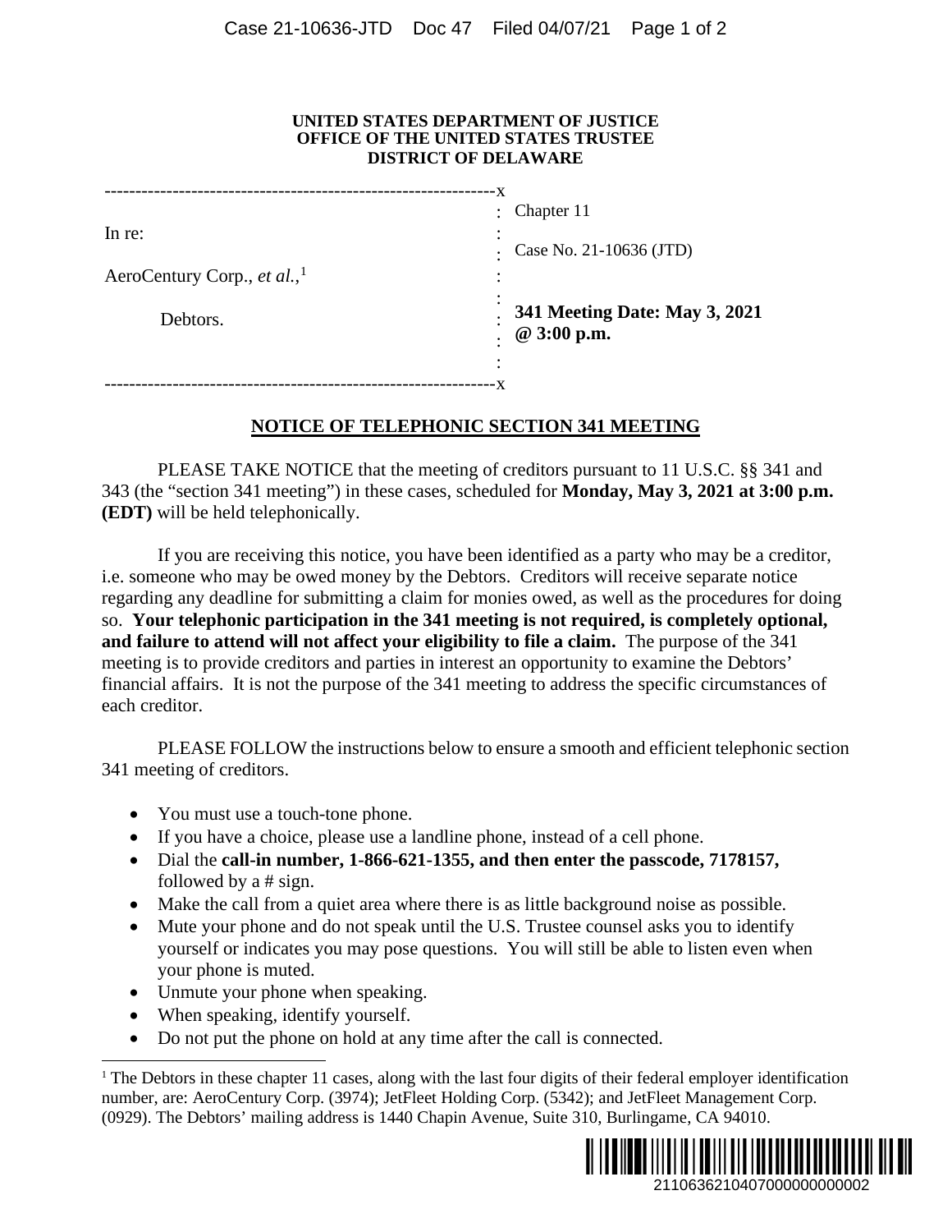**UNITED STATES DEPARTMENT OF JUSTICE**
**OFFICE OF THE UNITED STATES TRUSTEE**
**DISTRICT OF DELAWARE**

| | |
|---|---|
| In re: | Chapter 11 |
| AeroCentury Corp., *et al.*,[1] | Case No. 21-10636 (JTD) |
| Debtors. | **341 Meeting Date: May 3, 2021 @ 3:00 p.m.** |

## NOTICE OF TELEPHONIC SECTION 341 MEETING

PLEASE TAKE NOTICE that the meeting of creditors pursuant to 11 U.S.C. §§ 341 and 343 (the "section 341 meeting") in these cases, scheduled for **Monday, May 3, 2021 at 3:00 p.m. (EDT)** will be held telephonically.

If you are receiving this notice, you have been identified as a party who may be a creditor, i.e. someone who may be owed money by the Debtors. Creditors will receive separate notice regarding any deadline for submitting a claim for monies owed, as well as the procedures for doing so. **Your telephonic participation in the 341 meeting is not required, is completely optional, and failure to attend will not affect your eligibility to file a claim.** The purpose of the 341 meeting is to provide creditors and parties in interest an opportunity to examine the Debtors' financial affairs. It is not the purpose of the 341 meeting to address the specific circumstances of each creditor.

PLEASE FOLLOW the instructions below to ensure a smooth and efficient telephonic section 341 meeting of creditors.

- You must use a touch-tone phone.
- If you have a choice, please use a landline phone, instead of a cell phone.
- Dial the **call-in number, 1-866-621-1355, and then enter the passcode, 7178157,** followed by a # sign.
- Make the call from a quiet area where there is as little background noise as possible.
- Mute your phone and do not speak until the U.S. Trustee counsel asks you to identify yourself or indicates you may pose questions. You will still be able to listen even when your phone is muted.
- Unmute your phone when speaking.
- When speaking, identify yourself.
- Do not put the phone on hold at any time after the call is connected.

[1] The Debtors in these chapter 11 cases, along with the last four digits of their federal employer identification number, are: AeroCentury Corp. (3974); JetFleet Holding Corp. (5342); and JetFleet Management Corp. (0929). The Debtors' mailing address is 1440 Chapin Avenue, Suite 310, Burlingame, CA 94010.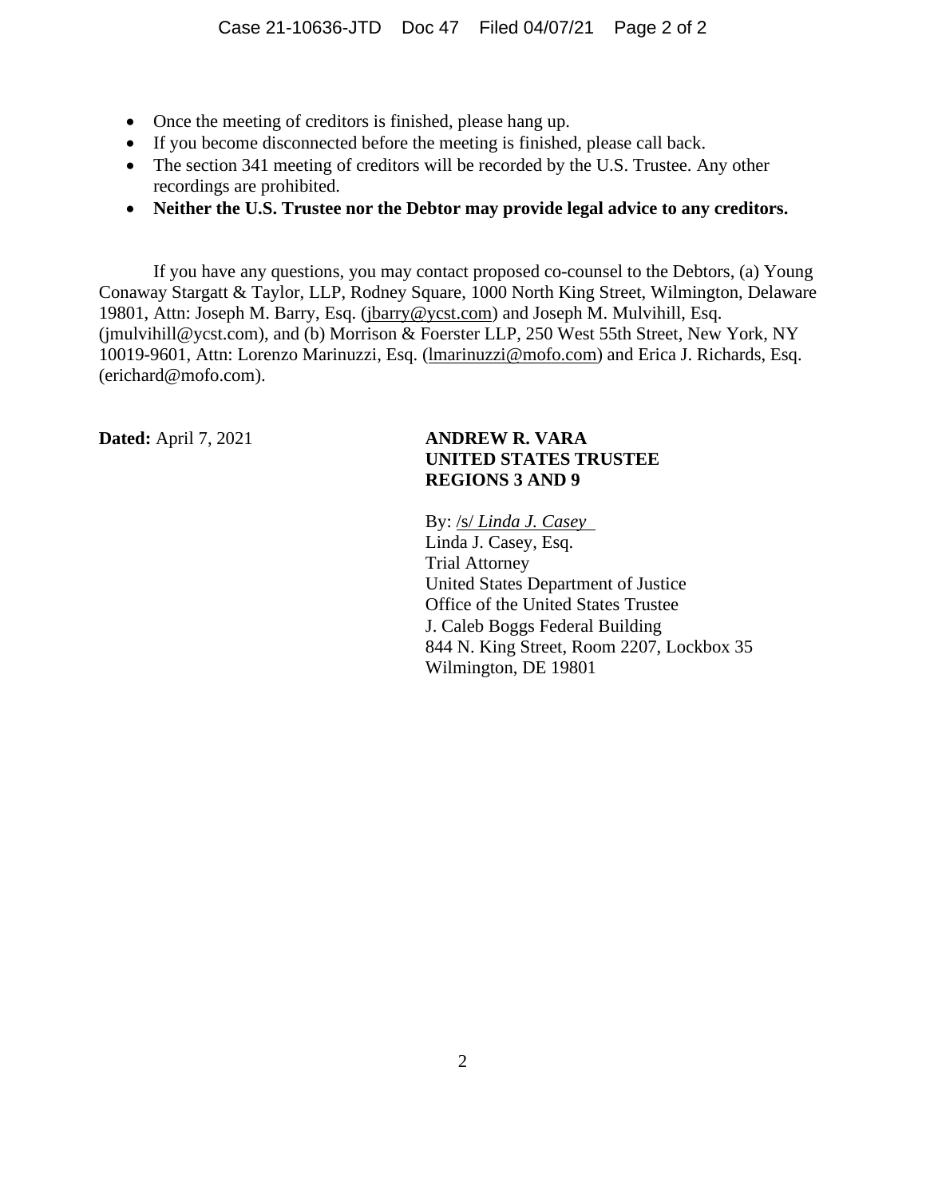- Once the meeting of creditors is finished, please hang up.
- If you become disconnected before the meeting is finished, please call back.
- The section 341 meeting of creditors will be recorded by the U.S. Trustee. Any other recordings are prohibited.
- **Neither the U.S. Trustee nor the Debtor may provide legal advice to any creditors.**

If you have any questions, you may contact proposed co-counsel to the Debtors, (a) Young Conaway Stargatt & Taylor, LLP, Rodney Square, 1000 North King Street, Wilmington, Delaware 19801, Attn: Joseph M. Barry, Esq. (jbarry@ycst.com) and Joseph M. Mulvihill, Esq. (jmulvihill@ycst.com), and (b) Morrison & Foerster LLP, 250 West 55th Street, New York, NY 10019-9601, Attn: Lorenzo Marinuzzi, Esq. (lmarinuzzi@mofo.com) and Erica J. Richards, Esq. (erichard@mofo.com).

**Dated:** April 7, 2021

**ANDREW R. VARA**
**UNITED STATES TRUSTEE**
**REGIONS 3 AND 9**

By: /s/ *Linda J. Casey*
Linda J. Casey, Esq.
Trial Attorney
United States Department of Justice
Office of the United States Trustee
J. Caleb Boggs Federal Building
844 N. King Street, Room 2207, Lockbox 35
Wilmington, DE 19801